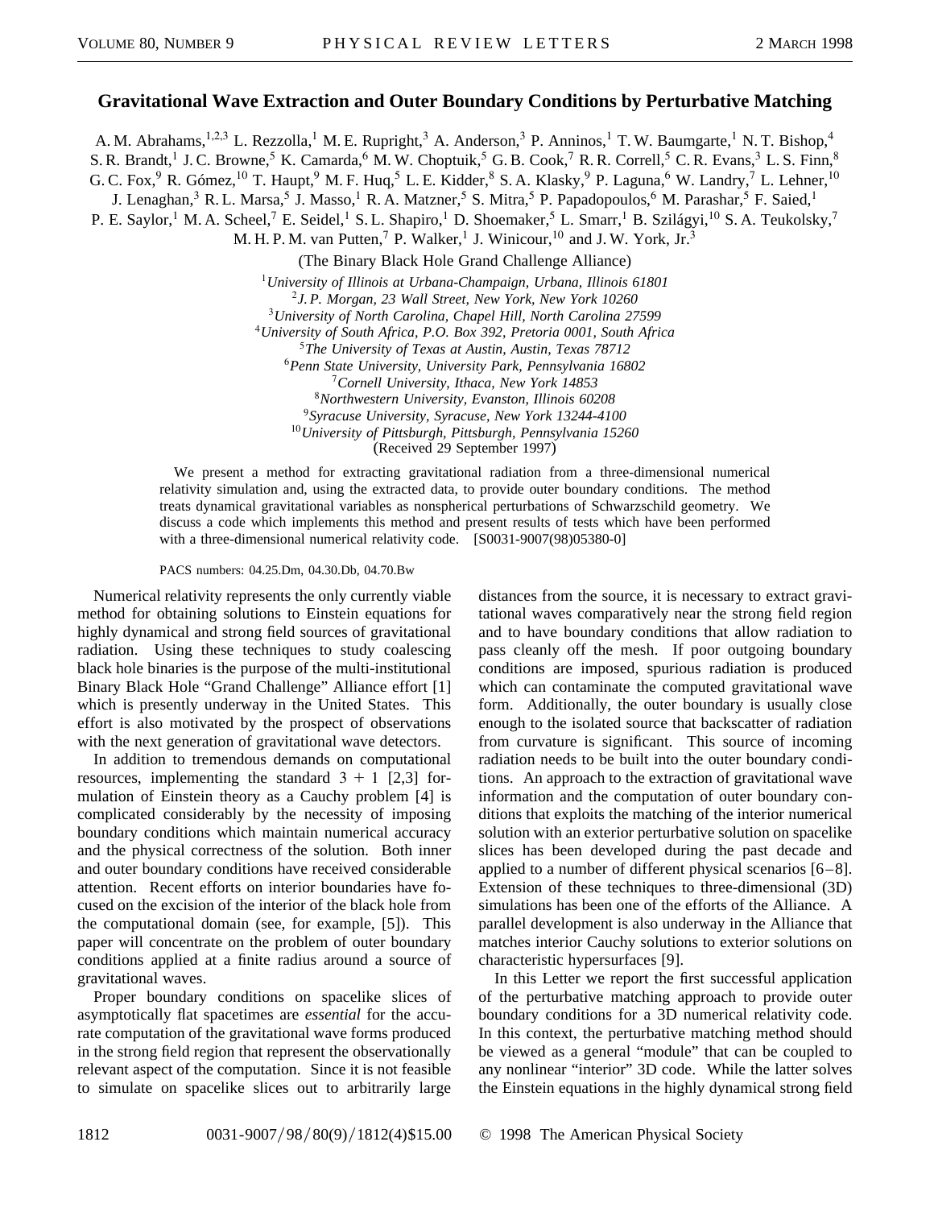# Gravitational Wave Extraction and Outer Boundary Conditions by Perturbative Matching

A. M. Abrahams,[1,2,3] L. Rezzolla,[1] M. E. Rupright,[3] A. Anderson,[3] P. Anninos,[1] T. W. Baumgarte,[1] N. T. Bishop,[4] S. R. Brandt,[1] J. C. Browne,[5] K. Camarda,[6] M. W. Choptuik,[5] G. B. Cook,[7] R. R. Correll,[5] C. R. Evans,[3] L. S. Finn,[8] G. C. Fox,[9] R. Gómez,[10] T. Haupt,[9] M. F. Huq,[5] L. E. Kidder,[8] S. A. Klasky,[9] P. Laguna,[6] W. Landry,[7] L. Lehner,[10] J. Lenaghan,[3] R. L. Marsa,[5] J. Masso,[1] R. A. Matzner,[5] S. Mitra,[5] P. Papadopoulos,[6] M. Parashar,[5] F. Saied,[1] P. E. Saylor,[1] M. A. Scheel,[7] E. Seidel,[1] S. L. Shapiro,[1] D. Shoemaker,[5] L. Smarr,[1] B. Szilágyi,[10] S. A. Teukolsky,[7] M. H. P. M. van Putten,[7] P. Walker,[1] J. Winicour,[10] and J. W. York, Jr.[3]

(The Binary Black Hole Grand Challenge Alliance)

[1]*University of Illinois at Urbana-Champaign, Urbana, Illinois 61801*
[2]*J. P. Morgan, 23 Wall Street, New York, New York 10260*
[3]*University of North Carolina, Chapel Hill, North Carolina 27599*
[4]*University of South Africa, P.O. Box 392, Pretoria 0001, South Africa*
[5]*The University of Texas at Austin, Austin, Texas 78712*
[6]*Penn State University, University Park, Pennsylvania 16802*
[7]*Cornell University, Ithaca, New York 14853*
[8]*Northwestern University, Evanston, Illinois 60208*
[9]*Syracuse University, Syracuse, New York 13244-4100*
[10]*University of Pittsburgh, Pittsburgh, Pennsylvania 15260*

(Received 29 September 1997)

We present a method for extracting gravitational radiation from a three-dimensional numerical relativity simulation and, using the extracted data, to provide outer boundary conditions. The method treats dynamical gravitational variables as nonspherical perturbations of Schwarzschild geometry. We discuss a code which implements this method and present results of tests which have been performed with a three-dimensional numerical relativity code. [S0031-9007(98)05380-0]

PACS numbers: 04.25.Dm, 04.30.Db, 04.70.Bw

Numerical relativity represents the only currently viable method for obtaining solutions to Einstein equations for highly dynamical and strong field sources of gravitational radiation. Using these techniques to study coalescing black hole binaries is the purpose of the multi-institutional Binary Black Hole "Grand Challenge" Alliance effort [1] which is presently underway in the United States. This effort is also motivated by the prospect of observations with the next generation of gravitational wave detectors.

In addition to tremendous demands on computational resources, implementing the standard $3 + 1$ [2,3] formulation of Einstein theory as a Cauchy problem [4] is complicated considerably by the necessity of imposing boundary conditions which maintain numerical accuracy and the physical correctness of the solution. Both inner and outer boundary conditions have received considerable attention. Recent efforts on interior boundaries have focused on the excision of the interior of the black hole from the computational domain (see, for example, [5]). This paper will concentrate on the problem of outer boundary conditions applied at a finite radius around a source of gravitational waves.

Proper boundary conditions on spacelike slices of asymptotically flat spacetimes are *essential* for the accurate computation of the gravitational wave forms produced in the strong field region that represent the observationally relevant aspect of the computation. Since it is not feasible to simulate on spacelike slices out to arbitrarily large distances from the source, it is necessary to extract gravitational waves comparatively near the strong field region and to have boundary conditions that allow radiation to pass cleanly off the mesh. If poor outgoing boundary conditions are imposed, spurious radiation is produced which can contaminate the computed gravitational wave form. Additionally, the outer boundary is usually close enough to the isolated source that backscatter of radiation from curvature is significant. This source of incoming radiation needs to be built into the outer boundary conditions. An approach to the extraction of gravitational wave information and the computation of outer boundary conditions that exploits the matching of the interior numerical solution with an exterior perturbative solution on spacelike slices has been developed during the past decade and applied to a number of different physical scenarios [6–8]. Extension of these techniques to three-dimensional (3D) simulations has been one of the efforts of the Alliance. A parallel development is also underway in the Alliance that matches interior Cauchy solutions to exterior solutions on characteristic hypersurfaces [9].

In this Letter we report the first successful application of the perturbative matching approach to provide outer boundary conditions for a 3D numerical relativity code. In this context, the perturbative matching method should be viewed as a general "module" that can be coupled to any nonlinear "interior" 3D code. While the latter solves the Einstein equations in the highly dynamical strong field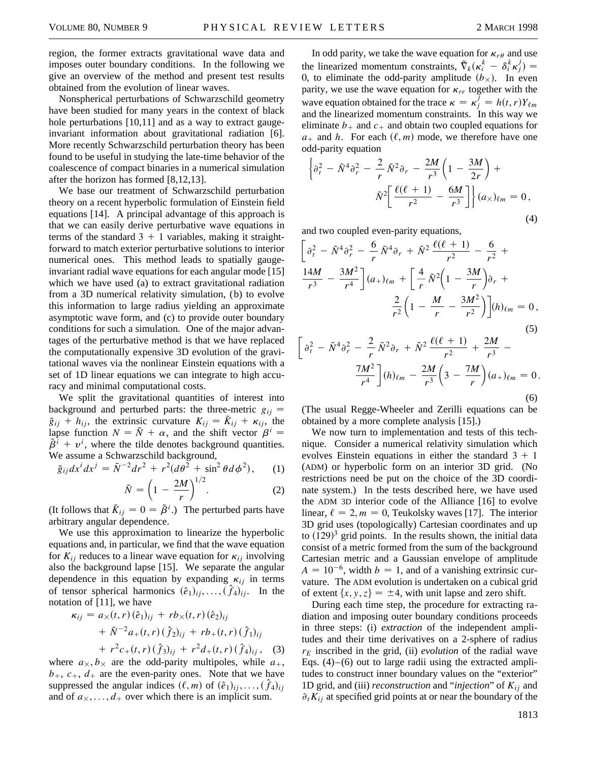region, the former extracts gravitational wave data and imposes outer boundary conditions. In the following we give an overview of the method and present test results obtained from the evolution of linear waves.

Nonspherical perturbations of Schwarzschild geometry have been studied for many years in the context of black hole perturbations [10,11] and as a way to extract gauge-invariant information about gravitational radiation [6]. More recently Schwarzschild perturbation theory has been found to be useful in studying the late-time behavior of the coalescence of compact binaries in a numerical simulation after the horizon has formed [8,12,13].

We base our treatment of Schwarzschild perturbation theory on a recent hyperbolic formulation of Einstein field equations [14]. A principal advantage of this approach is that we can easily derive perturbative wave equations in terms of the standard $3+1$ variables, making it straightforward to match exterior perturbative solutions to interior numerical ones. This method leads to spatially gauge-invariant radial wave equations for each angular mode [15] which we have used (a) to extract gravitational radiation from a 3D numerical relativity simulation, (b) to evolve this information to large radius yielding an approximate asymptotic wave form, and (c) to provide outer boundary conditions for such a simulation. One of the major advantages of the perturbative method is that we have replaced the computationally expensive 3D evolution of the gravitational waves via the nonlinear Einstein equations with a set of 1D linear equations we can integrate to high accuracy and minimal computational costs.

We split the gravitational quantities of interest into background and perturbed parts: the three-metric $g_{ij} = \tilde{g}_{ij} + h_{ij}$, the extrinsic curvature $K_{ij} = \tilde{K}_{ij} + \kappa_{ij}$, the lapse function $N = \tilde{N} + \alpha$, and the shift vector $\beta^i = \tilde{\beta}^i + v^i$, where the tilde denotes background quantities. We assume a Schwarzschild background,

$$\tilde{g}_{ij}dx^i dx^j = \tilde{N}^{-2}dr^2 + r^2(d\theta^2 + \sin^2\theta\, d\phi^2), \tag{1}$$

$$\tilde{N} = \left(1 - \frac{2M}{r}\right)^{1/2}. \tag{2}$$

(It follows that $\tilde{K}_{ij} = 0 = \tilde{\beta}^i$.) The perturbed parts have arbitrary angular dependence.

We use this approximation to linearize the hyperbolic equations and, in particular, we find that the wave equation for $K_{ij}$ reduces to a linear wave equation for $\kappa_{ij}$ involving also the background lapse [15]. We separate the angular dependence in this equation by expanding $\kappa_{ij}$ in terms of tensor spherical harmonics $(\hat{e}_1)_{ij}, \ldots, (\hat{f}_4)_{ij}$. In the notation of [11], we have

$$\begin{aligned}\kappa_{ij} = {} & a_\times(t,r)\,(\hat{e}_1)_{ij} + r b_\times(t,r)\,(\hat{e}_2)_{ij} \\ & + \tilde{N}^{-2} a_+(t,r)\,(\hat{f}_2)_{ij} + r b_+(t,r)\,(\hat{f}_1)_{ij} \\ & + r^2 c_+(t,r)\,(\hat{f}_3)_{ij} + r^2 d_+(t,r)\,(\hat{f}_4)_{ij},\end{aligned} \tag{3}$$

where $a_\times, b_\times$ are the odd-parity multipoles, while $a_+$, $b_+$, $c_+$, $d_+$ are the even-parity ones. Note that we have suppressed the angular indices $(\ell, m)$ of $(\hat{e}_1)_{ij}, \ldots, (\hat{f}_4)_{ij}$ and of $a_\times, \ldots, d_+$ over which there is an implicit sum.

In odd parity, we take the wave equation for $\kappa_{r\theta}$ and use the linearized momentum constraints, $\tilde{\nabla}_k(\kappa_i^k - \delta_i^k \kappa_j^j) = 0$, to eliminate the odd-parity amplitude $(b_\times)$. In even parity, we use the wave equation for $\kappa_{rr}$ together with the wave equation obtained for the trace $\kappa = \kappa_j^j = h(t,r)Y_{\ell m}$ and the linearized momentum constraints. In this way we eliminate $b_+$ and $c_+$ and obtain two coupled equations for $a_+$ and $h$. For each $(\ell, m)$ mode, we therefore have one odd-parity equation

$$\left\{\partial_t^2 - \tilde{N}^4\partial_r^2 - \frac{2}{r}\tilde{N}^2\partial_r - \frac{2M}{r^3}\left(1 - \frac{3M}{2r}\right) + \tilde{N}^2\left[\frac{\ell(\ell+1)}{r^2} - \frac{6M}{r^3}\right]\right\}(a_\times)_{\ell m} = 0, \tag{4}$$

and two coupled even-parity equations,

$$\begin{aligned}&\left[\partial_t^2 - \tilde{N}^4\partial_r^2 - \frac{6}{r}\tilde{N}^4\partial_r + \tilde{N}^2\frac{\ell(\ell+1)}{r^2} - \frac{6}{r^2} + \frac{14M}{r^3} - \frac{3M^2}{r^4}\right](a_+)_{\ell m} + \left[\frac{4}{r}\tilde{N}^2\left(1 - \frac{3M}{r}\right)\partial_r + \right. \\ &\left.\frac{2}{r^2}\left(1 - \frac{M}{r} - \frac{3M^2}{r^2}\right)\right](h)_{\ell m} = 0,\end{aligned} \tag{5}$$

$$\left[\partial_t^2 - \tilde{N}^4\partial_r^2 - \frac{2}{r}\tilde{N}^2\partial_r + \tilde{N}^2\frac{\ell(\ell+1)}{r^2} + \frac{2M}{r^3} - \frac{7M^2}{r^4}\right](h)_{\ell m} - \frac{2M}{r^3}\left(3 - \frac{7M}{r}\right)(a_+)_{\ell m} = 0. \tag{6}$$

(The usual Regge-Wheeler and Zerilli equations can be obtained by a more complete analysis [15].)

We now turn to implementation and tests of this technique. Consider a numerical relativity simulation which evolves Einstein equations in either the standard $3+1$ (ADM) or hyperbolic form on an interior 3D grid. (No restrictions need be put on the choice of the 3D coordinate system.) In the tests described here, we have used the ADM 3D interior code of the Alliance [16] to evolve linear, $\ell = 2, m = 0$, Teukolsky waves [17]. The interior 3D grid uses (topologically) Cartesian coordinates and up to $(129)^3$ grid points. In the results shown, the initial data consist of a metric formed from the sum of the background Cartesian metric and a Gaussian envelope of amplitude $A = 10^{-6}$, width $b = 1$, and of a vanishing extrinsic curvature. The ADM evolution is undertaken on a cubical grid of extent $\{x, y, z\} = \pm 4$, with unit lapse and zero shift.

During each time step, the procedure for extracting radiation and imposing outer boundary conditions proceeds in three steps: (i) *extraction* of the independent amplitudes and their time derivatives on a 2-sphere of radius $r_E$ inscribed in the grid, (ii) *evolution* of the radial wave Eqs. (4)–(6) out to large radii using the extracted amplitudes to construct inner boundary values on the "exterior" 1D grid, and (iii) *reconstruction* and "*injection*" of $K_{ij}$ and $\partial_t K_{ij}$ at specified grid points at or near the boundary of the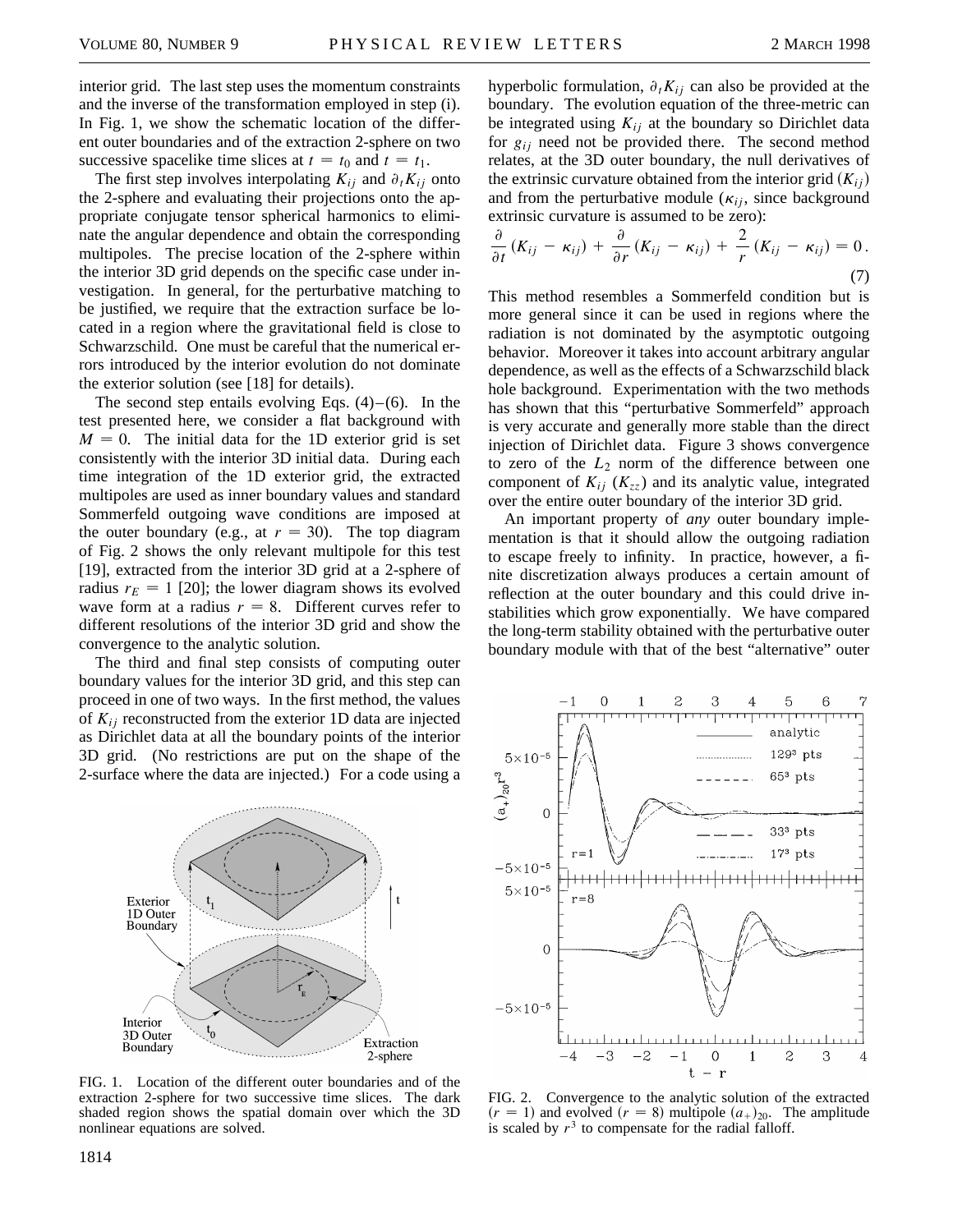interior grid. The last step uses the momentum constraints and the inverse of the transformation employed in step (i). In Fig. 1, we show the schematic location of the different outer boundaries and of the extraction 2-sphere on two successive spacelike time slices at $t = t_0$ and $t = t_1$.

The first step involves interpolating $K_{ij}$ and $\partial_t K_{ij}$ onto the 2-sphere and evaluating their projections onto the appropriate conjugate tensor spherical harmonics to eliminate the angular dependence and obtain the corresponding multipoles. The precise location of the 2-sphere within the interior 3D grid depends on the specific case under investigation. In general, for the perturbative matching to be justified, we require that the extraction surface be located in a region where the gravitational field is close to Schwarzschild. One must be careful that the numerical errors introduced by the interior evolution do not dominate the exterior solution (see [18] for details).

The second step entails evolving Eqs. (4)–(6). In the test presented here, we consider a flat background with $M = 0$. The initial data for the 1D exterior grid is set consistently with the interior 3D initial data. During each time integration of the 1D exterior grid, the extracted multipoles are used as inner boundary values and standard Sommerfeld outgoing wave conditions are imposed at the outer boundary (e.g., at $r = 30$). The top diagram of Fig. 2 shows the only relevant multipole for this test [19], extracted from the interior 3D grid at a 2-sphere of radius $r_E = 1$ [20]; the lower diagram shows its evolved wave form at a radius $r = 8$. Different curves refer to different resolutions of the interior 3D grid and show the convergence to the analytic solution.

The third and final step consists of computing outer boundary values for the interior 3D grid, and this step can proceed in one of two ways. In the first method, the values of $K_{ij}$ reconstructed from the exterior 1D data are injected as Dirichlet data at all the boundary points of the interior 3D grid. (No restrictions are put on the shape of the 2-surface where the data are injected.) For a code using a hyperbolic formulation, $\partial_t K_{ij}$ can also be provided at the boundary. The evolution equation of the three-metric can be integrated using $K_{ij}$ at the boundary so Dirichlet data for $g_{ij}$ need not be provided there. The second method relates, at the 3D outer boundary, the null derivatives of the extrinsic curvature obtained from the interior grid ($K_{ij}$) and from the perturbative module ($\kappa_{ij}$, since background extrinsic curvature is assumed to be zero):

$$\frac{\partial}{\partial t}(K_{ij} - \kappa_{ij}) + \frac{\partial}{\partial r}(K_{ij} - \kappa_{ij}) + \frac{2}{r}(K_{ij} - \kappa_{ij}) = 0 . \tag{7}$$

This method resembles a Sommerfeld condition but is more general since it can be used in regions where the radiation is not dominated by the asymptotic outgoing behavior. Moreover it takes into account arbitrary angular dependence, as well as the effects of a Schwarzschild black hole background. Experimentation with the two methods has shown that this "perturbative Sommerfeld" approach is very accurate and generally more stable than the direct injection of Dirichlet data. Figure 3 shows convergence to zero of the $L_2$ norm of the difference between one component of $K_{ij}$ ($K_{zz}$) and its analytic value, integrated over the entire outer boundary of the interior 3D grid.

An important property of *any* outer boundary implementation is that it should allow the outgoing radiation to escape freely to infinity. In practice, however, a finite discretization always produces a certain amount of reflection at the outer boundary and this could drive instabilities which grow exponentially. We have compared the long-term stability obtained with the perturbative outer boundary module with that of the best "alternative" outer

Exterior 1D Outer Boundary
Interior 3D Outer Boundary
Extraction 2-sphere
$t_1$
$t_0$
$r_E$
t

FIG. 1. Location of the different outer boundaries and of the extraction 2-sphere for two successive time slices. The dark shaded region shows the spatial domain over which the 3D nonlinear equations are solved.

analytic
$129^3$ pts
$65^3$ pts
$33^3$ pts
$17^3$ pts
r=1
r=8
$(a_+)_{20} r^3$
$5\times10^{-5}$
0
$-5\times10^{-5}$
−1 0 1 2 3 4 5 6 7
−4 −3 −2 −1 0 1 2 3 4
t − r

FIG. 2. Convergence to the analytic solution of the extracted ($r = 1$) and evolved ($r = 8$) multipole $(a_+)_{20}$. The amplitude is scaled by $r^3$ to compensate for the radial falloff.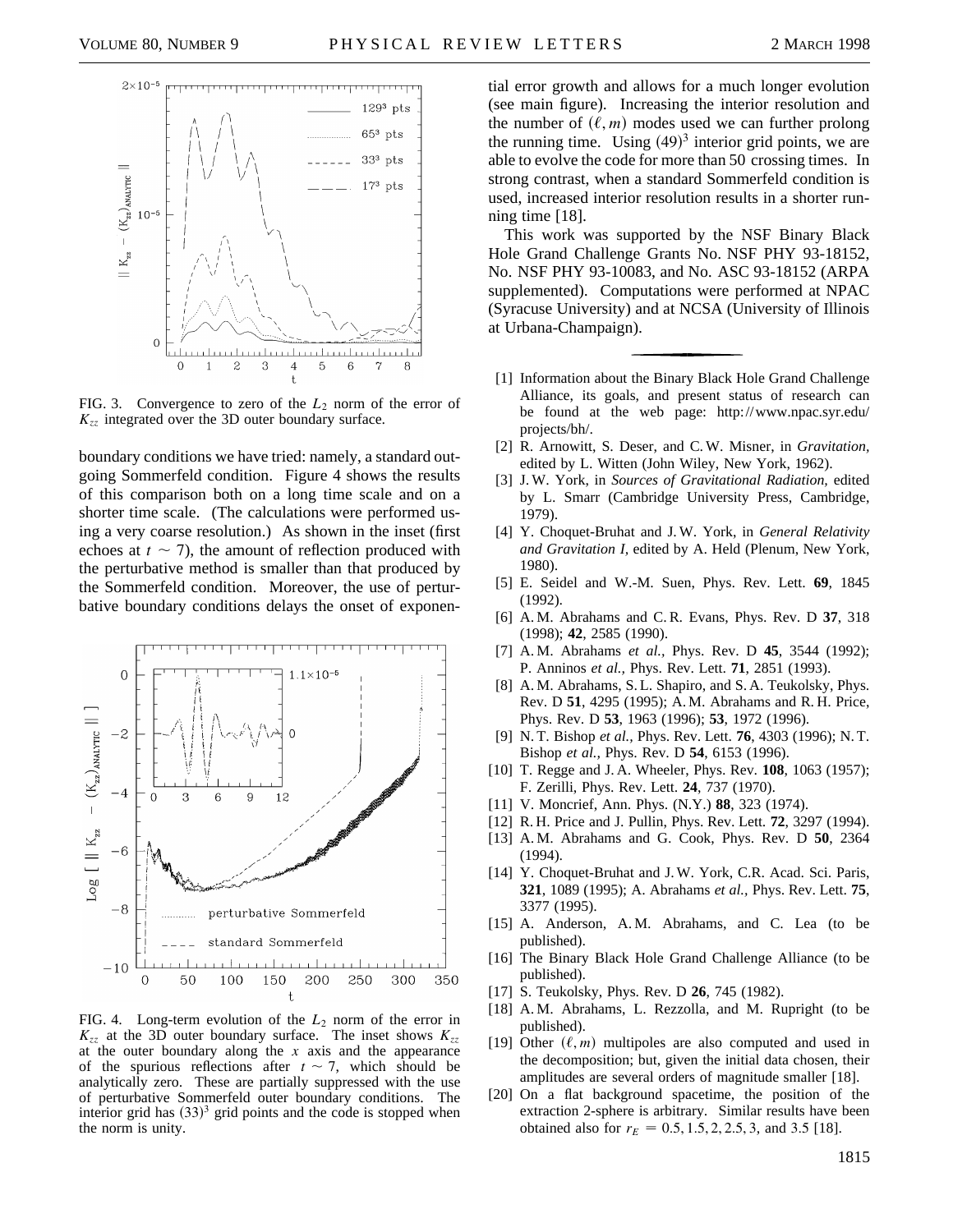$2\times10^{-5}$

$129^3$ pts

$65^3$ pts

$33^3$ pts

$17^3$ pts

$\| K_{zz} - (K_{zz})_{\text{ANALYTIC}} \|$

$10^{-5}$

0

0 1 2 3 4 5 6 7 8

t

FIG. 3. Convergence to zero of the $L_2$ norm of the error of $K_{zz}$ integrated over the 3D outer boundary surface.

boundary conditions we have tried: namely, a standard outgoing Sommerfeld condition. Figure 4 shows the results of this comparison both on a long time scale and on a shorter time scale. (The calculations were performed using a very coarse resolution.) As shown in the inset (first echoes at $t \sim 7$), the amount of reflection produced with the perturbative method is smaller than that produced by the Sommerfeld condition. Moreover, the use of perturbative boundary conditions delays the onset of exponential error growth and allows for a much longer evolution (see main figure). Increasing the interior resolution and the number of $(\ell, m)$ modes used we can further prolong the running time. Using $(49)^3$ interior grid points, we are able to evolve the code for more than 50 crossing times. In strong contrast, when a standard Sommerfeld condition is used, increased interior resolution results in a shorter running time [18].

$1.1\times10^{-5}$

0

0 3 6 9 12

$\text{Log} \left[ \| K_{zz} - (K_{zz})_{\text{ANALYTIC}} \| \right]$

0

−2

−4

−6

−8

−10

perturbative Sommerfeld

standard Sommerfeld

0 50 100 150 200 250 300 350

t

FIG. 4. Long-term evolution of the $L_2$ norm of the error in $K_{zz}$ at the 3D outer boundary surface. The inset shows $K_{zz}$ at the outer boundary along the $x$ axis and the appearance of the spurious reflections after $t \sim 7$, which should be analytically zero. These are partially suppressed with the use of perturbative Sommerfeld outer boundary conditions. The interior grid has $(33)^3$ grid points and the code is stopped when the norm is unity.

This work was supported by the NSF Binary Black Hole Grand Challenge Grants No. NSF PHY 93-18152, No. NSF PHY 93-10083, and No. ASC 93-18152 (ARPA supplemented). Computations were performed at NPAC (Syracuse University) and at NCSA (University of Illinois at Urbana-Champaign).

[1] Information about the Binary Black Hole Grand Challenge Alliance, its goals, and present status of research can be found at the web page: http://www.npac.syr.edu/projects/bh/.

[2] R. Arnowitt, S. Deser, and C. W. Misner, in *Gravitation*, edited by L. Witten (John Wiley, New York, 1962).

[3] J. W. York, in *Sources of Gravitational Radiation*, edited by L. Smarr (Cambridge University Press, Cambridge, 1979).

[4] Y. Choquet-Bruhat and J. W. York, in *General Relativity and Gravitation I*, edited by A. Held (Plenum, New York, 1980).

[5] E. Seidel and W.-M. Suen, Phys. Rev. Lett. **69**, 1845 (1992).

[6] A. M. Abrahams and C. R. Evans, Phys. Rev. D **37**, 318 (1998); **42**, 2585 (1990).

[7] A. M. Abrahams *et al.*, Phys. Rev. D **45**, 3544 (1992); P. Anninos *et al.*, Phys. Rev. Lett. **71**, 2851 (1993).

[8] A. M. Abrahams, S. L. Shapiro, and S. A. Teukolsky, Phys. Rev. D **51**, 4295 (1995); A. M. Abrahams and R. H. Price, Phys. Rev. D **53**, 1963 (1996); **53**, 1972 (1996).

[9] N. T. Bishop *et al.*, Phys. Rev. Lett. **76**, 4303 (1996); N. T. Bishop *et al.*, Phys. Rev. D **54**, 6153 (1996).

[10] T. Regge and J. A. Wheeler, Phys. Rev. **108**, 1063 (1957); F. Zerilli, Phys. Rev. Lett. **24**, 737 (1970).

[11] V. Moncrief, Ann. Phys. (N.Y.) **88**, 323 (1974).

[12] R. H. Price and J. Pullin, Phys. Rev. Lett. **72**, 3297 (1994).

[13] A. M. Abrahams and G. Cook, Phys. Rev. D **50**, 2364 (1994).

[14] Y. Choquet-Bruhat and J. W. York, C.R. Acad. Sci. Paris, **321**, 1089 (1995); A. Abrahams *et al.*, Phys. Rev. Lett. **75**, 3377 (1995).

[15] A. Anderson, A. M. Abrahams, and C. Lea (to be published).

[16] The Binary Black Hole Grand Challenge Alliance (to be published).

[17] S. Teukolsky, Phys. Rev. D **26**, 745 (1982).

[18] A. M. Abrahams, L. Rezzolla, and M. Rupright (to be published).

[19] Other $(\ell, m)$ multipoles are also computed and used in the decomposition; but, given the initial data chosen, their amplitudes are several orders of magnitude smaller [18].

[20] On a flat background spacetime, the position of the extraction 2-sphere is arbitrary. Similar results have been obtained also for $r_E = 0.5, 1.5, 2, 2.5, 3,$ and $3.5$ [18].